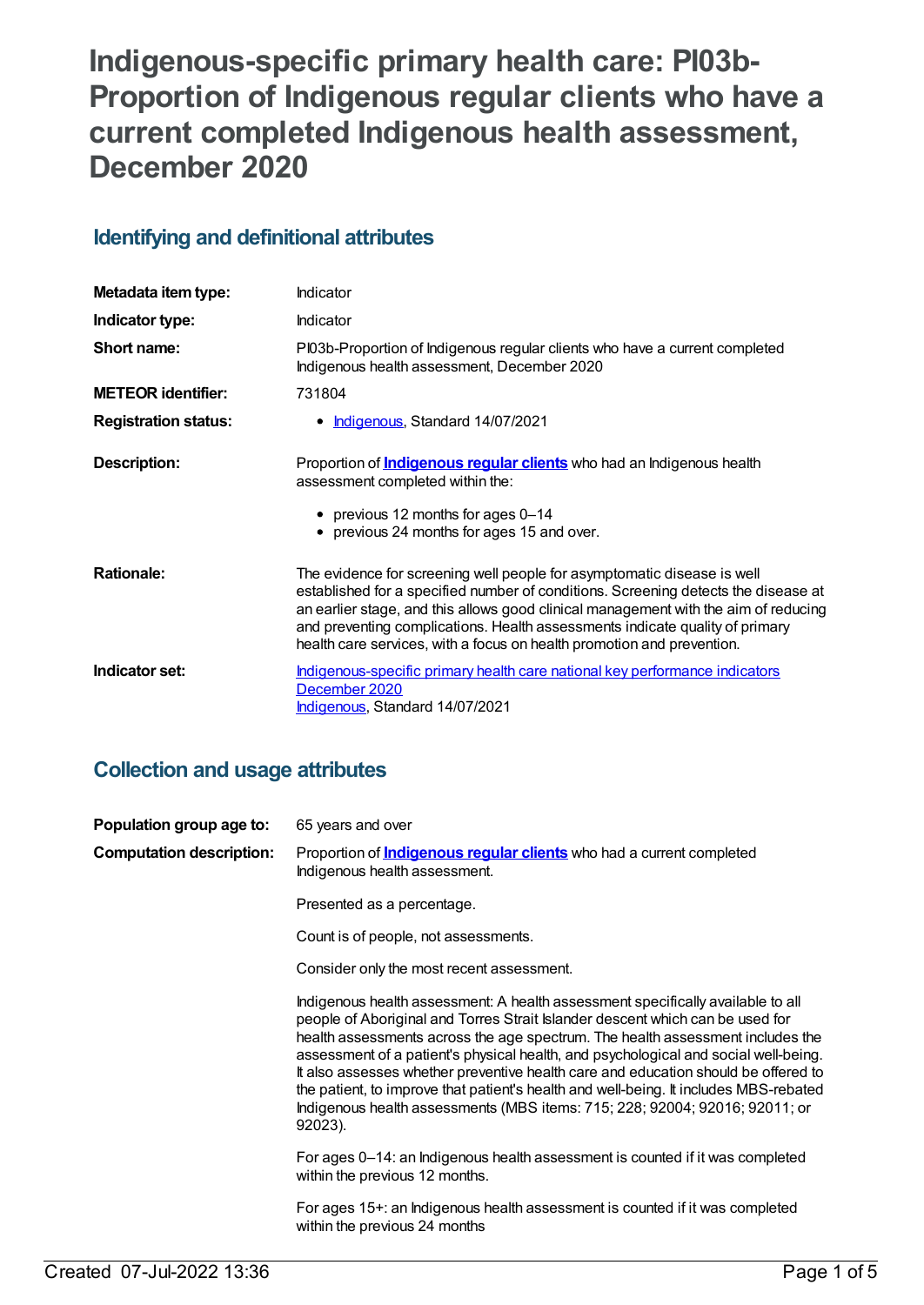# Indigenous-specific primary health care: PI03b-Proportion of Indigenous regular clients who have a current completed Indigenous health assessment, December 2020

## Identifying and definitional attributes

| | |
|---|---|
| **Metadata item type:** | Indicator |
| **Indicator type:** | Indicator |
| **Short name:** | PI03b-Proportion of Indigenous regular clients who have a current completed Indigenous health assessment, December 2020 |
| **METEOR identifier:** | 731804 |
| **Registration status:** | • Indigenous, Standard 14/07/2021 |
| **Description:** | Proportion of **Indigenous regular clients** who had an Indigenous health assessment completed within the: <br>• previous 12 months for ages 0–14 <br>• previous 24 months for ages 15 and over. |
| **Rationale:** | The evidence for screening well people for asymptomatic disease is well established for a specified number of conditions. Screening detects the disease at an earlier stage, and this allows good clinical management with the aim of reducing and preventing complications. Health assessments indicate quality of primary health care services, with a focus on health promotion and prevention. |
| **Indicator set:** | Indigenous-specific primary health care national key performance indicators December 2020 <br>Indigenous, Standard 14/07/2021 |

## Collection and usage attributes

**Population group age to:** 65 years and over

**Computation description:** Proportion of **Indigenous regular clients** who had a current completed Indigenous health assessment.

Presented as a percentage.

Count is of people, not assessments.

Consider only the most recent assessment.

Indigenous health assessment: A health assessment specifically available to all people of Aboriginal and Torres Strait Islander descent which can be used for health assessments across the age spectrum. The health assessment includes the assessment of a patient's physical health, and psychological and social well-being. It also assesses whether preventive health care and education should be offered to the patient, to improve that patient's health and well-being. It includes MBS-rebated Indigenous health assessments (MBS items: 715; 228; 92004; 92016; 92011; or 92023).

For ages 0–14: an Indigenous health assessment is counted if it was completed within the previous 12 months.

For ages 15+: an Indigenous health assessment is counted if it was completed within the previous 24 months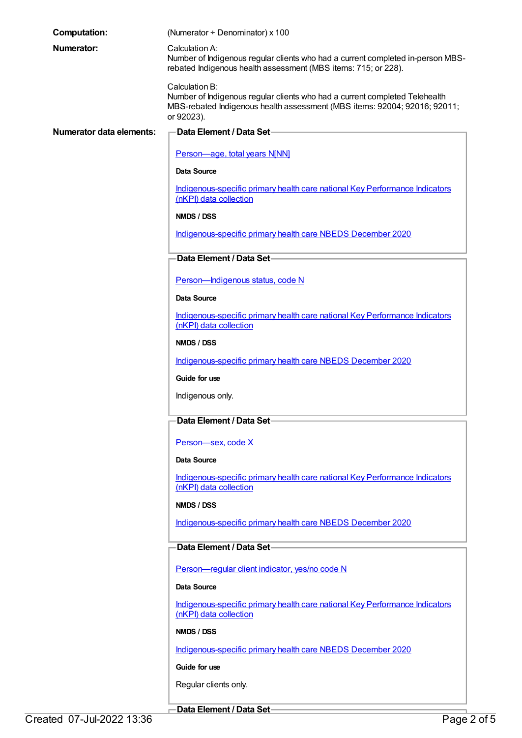**Computation:** (Numerator ÷ Denominator) x 100

**Numerator:** Calculation A:
Number of Indigenous regular clients who had a current completed in-person MBS-rebated Indigenous health assessment (MBS items: 715; or 228).

Calculation B:
Number of Indigenous regular clients who had a current completed Telehealth MBS-rebated Indigenous health assessment (MBS items: 92004; 92016; 92011; or 92023).

**Numerator data elements:**

**Data Element / Data Set**

Person—age, total years N[NN]

**Data Source**

Indigenous-specific primary health care national Key Performance Indicators (nKPI) data collection

**NMDS / DSS**

Indigenous-specific primary health care NBEDS December 2020

**Data Element / Data Set**

Person—Indigenous status, code N

**Data Source**

Indigenous-specific primary health care national Key Performance Indicators (nKPI) data collection

**NMDS / DSS**

Indigenous-specific primary health care NBEDS December 2020

**Guide for use**

Indigenous only.

**Data Element / Data Set**

Person—sex, code X

**Data Source**

Indigenous-specific primary health care national Key Performance Indicators (nKPI) data collection

**NMDS / DSS**

Indigenous-specific primary health care NBEDS December 2020

**Data Element / Data Set**

Person—regular client indicator, yes/no code N

**Data Source**

Indigenous-specific primary health care national Key Performance Indicators (nKPI) data collection

**NMDS / DSS**

Indigenous-specific primary health care NBEDS December 2020

**Guide for use**

Regular clients only.

**Data Element / Data Set**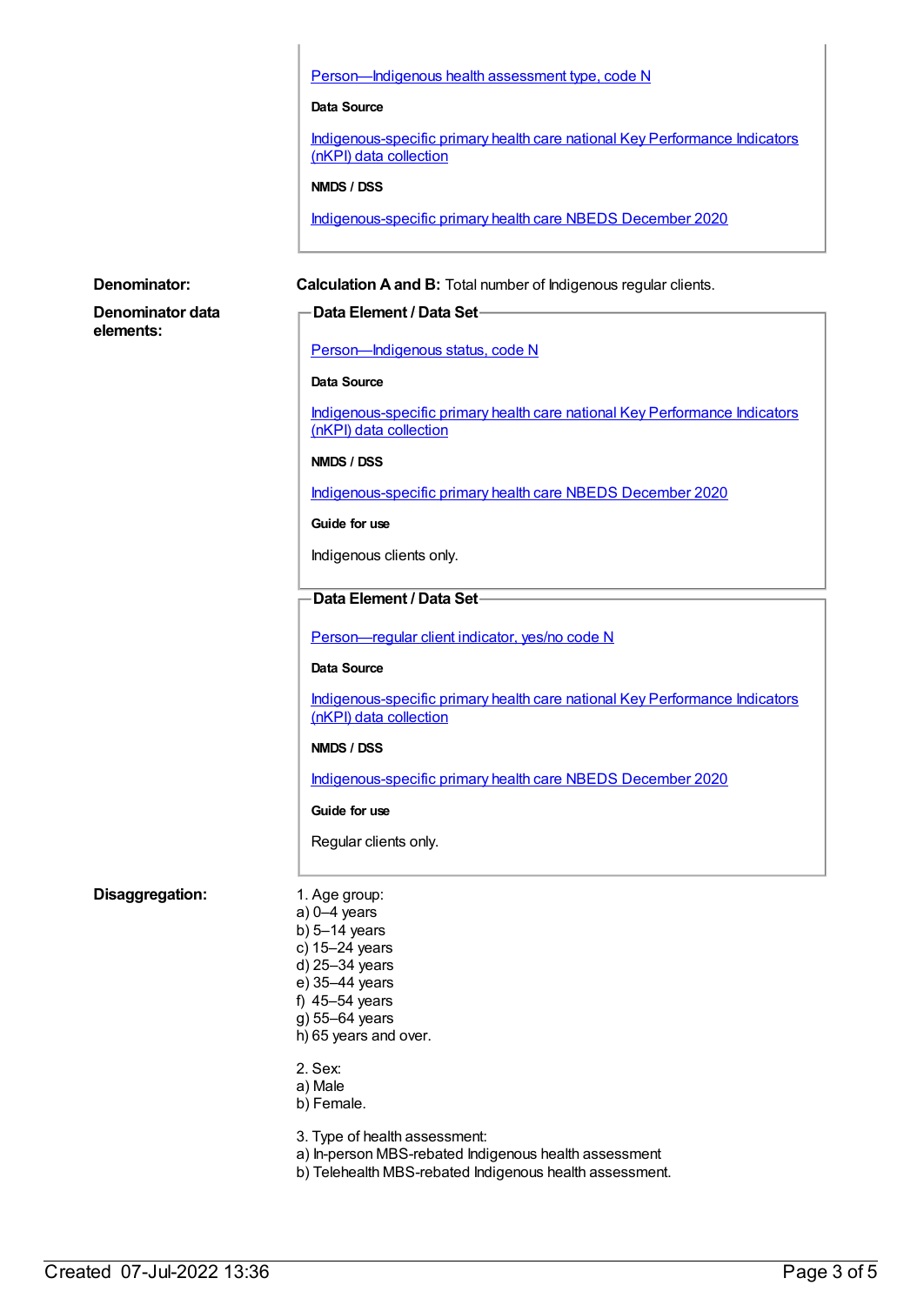[Person—Indigenous health assessment type, code N](#)

**Data Source**

[Indigenous-specific primary health care national Key Performance Indicators (nKPI) data collection](#)

**NMDS / DSS**

[Indigenous-specific primary health care NBEDS December 2020](#)

**Denominator:** **Calculation A and B:** Total number of Indigenous regular clients.

**Denominator data elements:**

**Data Element / Data Set**

[Person—Indigenous status, code N](#)

**Data Source**

[Indigenous-specific primary health care national Key Performance Indicators (nKPI) data collection](#)

**NMDS / DSS**

[Indigenous-specific primary health care NBEDS December 2020](#)

**Guide for use**

Indigenous clients only.

**Data Element / Data Set**

[Person—regular client indicator, yes/no code N](#)

**Data Source**

[Indigenous-specific primary health care national Key Performance Indicators (nKPI) data collection](#)

**NMDS / DSS**

[Indigenous-specific primary health care NBEDS December 2020](#)

**Guide for use**

Regular clients only.

**Disaggregation:**

1. Age group:
a) 0–4 years
b) 5–14 years
c) 15–24 years
d) 25–34 years
e) 35–44 years
f) 45–54 years
g) 55–64 years
h) 65 years and over.

2. Sex:
a) Male
b) Female.

3. Type of health assessment:
a) In-person MBS-rebated Indigenous health assessment
b) Telehealth MBS-rebated Indigenous health assessment.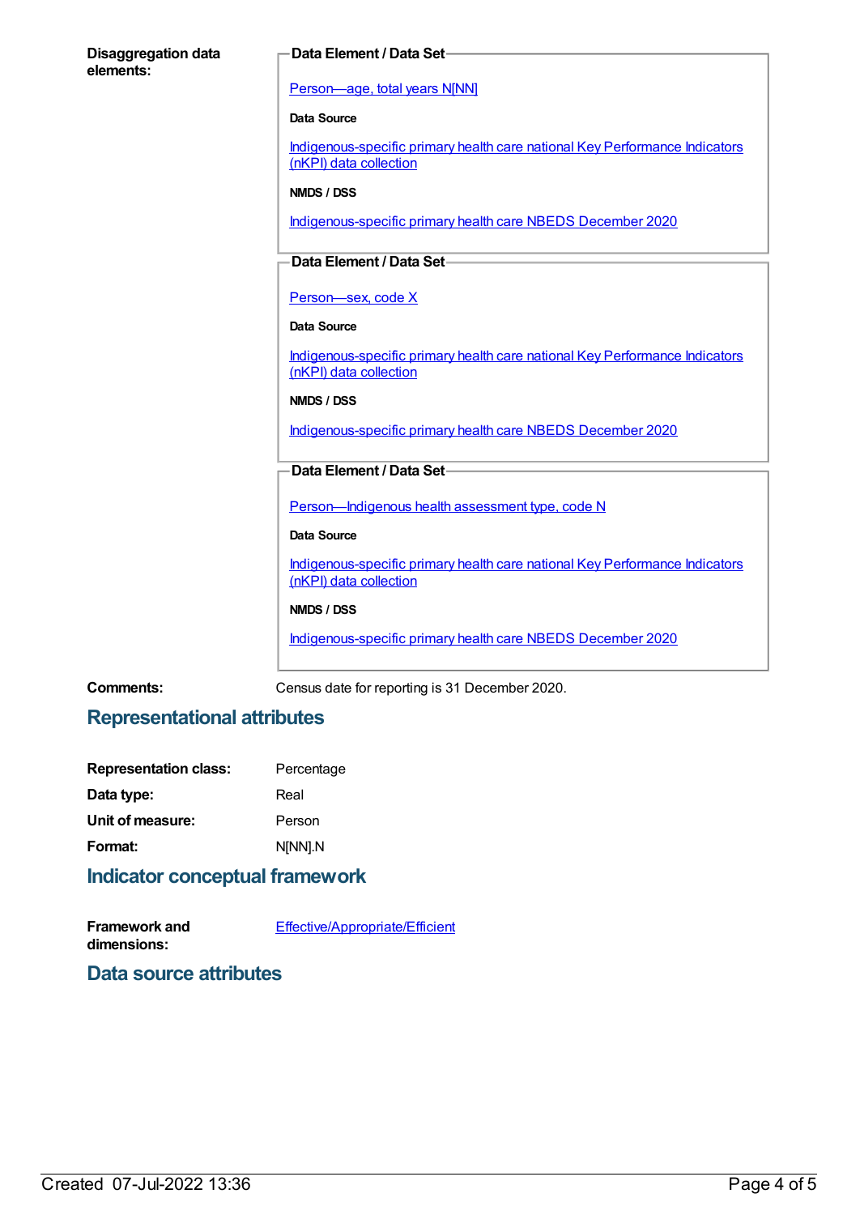**Disaggregation data elements:**

**Data Element / Data Set**

Person—age, total years N[NN]

**Data Source**

Indigenous-specific primary health care national Key Performance Indicators (nKPI) data collection

**NMDS / DSS**

Indigenous-specific primary health care NBEDS December 2020

**Data Element / Data Set**

Person—sex, code X

**Data Source**

Indigenous-specific primary health care national Key Performance Indicators (nKPI) data collection

**NMDS / DSS**

Indigenous-specific primary health care NBEDS December 2020

**Data Element / Data Set**

Person—Indigenous health assessment type, code N

**Data Source**

Indigenous-specific primary health care national Key Performance Indicators (nKPI) data collection

**NMDS / DSS**

Indigenous-specific primary health care NBEDS December 2020

**Comments:** Census date for reporting is 31 December 2020.

## Representational attributes

**Representation class:** Percentage

**Data type:** Real

**Unit of measure:** Person

**Format:** N[NN].N

## Indicator conceptual framework

**Framework and dimensions:** Effective/Appropriate/Efficient

## Data source attributes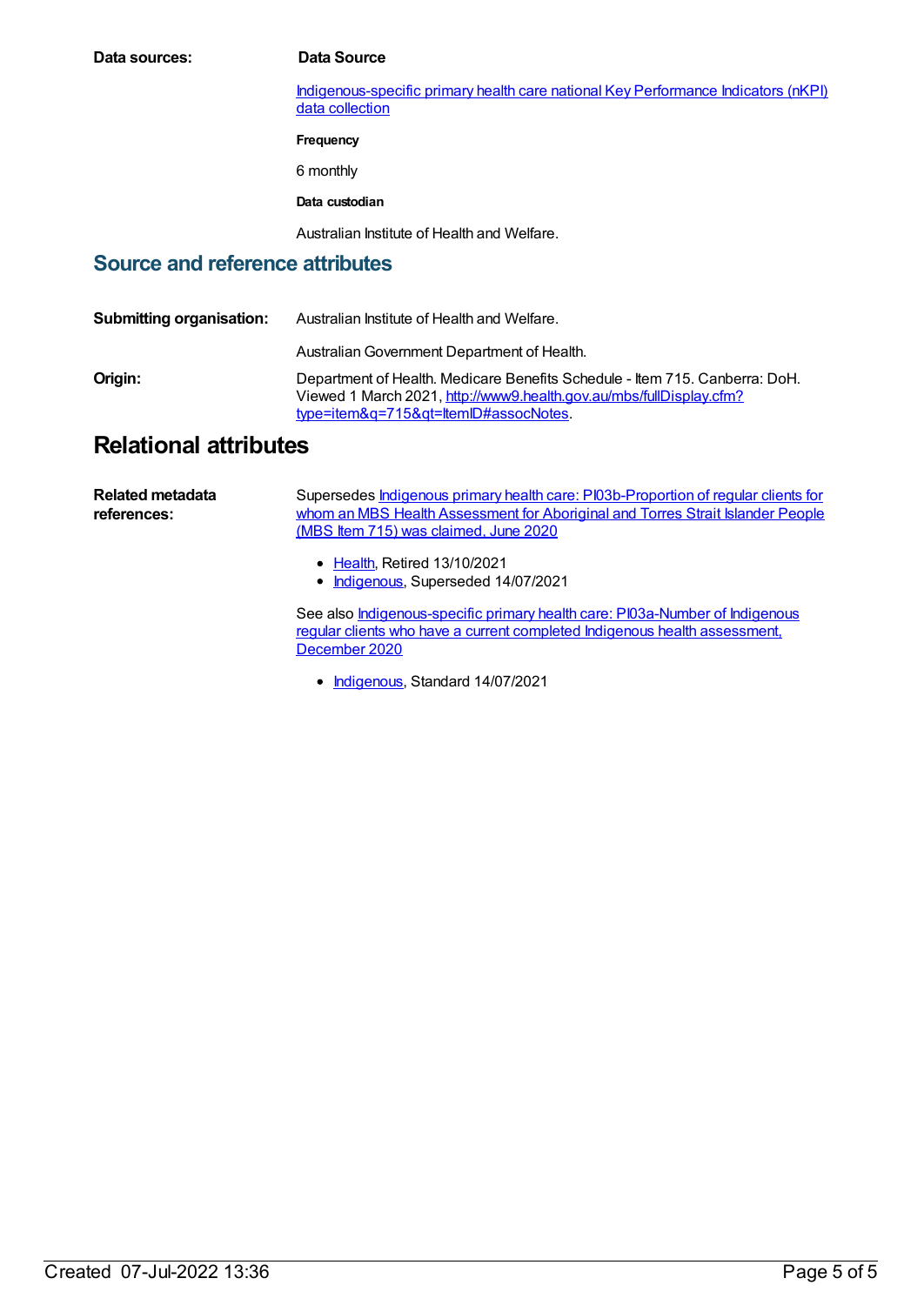**Data sources:**

**Data Source**

Indigenous-specific primary health care national Key Performance Indicators (nKPI) data collection

**Frequency**

6 monthly

**Data custodian**

Australian Institute of Health and Welfare.

## Source and reference attributes

**Submitting organisation:** Australian Institute of Health and Welfare.

Australian Government Department of Health.

**Origin:** Department of Health. Medicare Benefits Schedule - Item 715. Canberra: DoH. Viewed 1 March 2021, http://www9.health.gov.au/mbs/fullDisplay.cfm?type=item&q=715&qt=ItemID#assocNotes.

# Relational attributes

**Related metadata references:**

Supersedes Indigenous primary health care: PI03b-Proportion of regular clients for whom an MBS Health Assessment for Aboriginal and Torres Strait Islander People (MBS Item 715) was claimed, June 2020

- Health, Retired 13/10/2021
- Indigenous, Superseded 14/07/2021

See also Indigenous-specific primary health care: PI03a-Number of Indigenous regular clients who have a current completed Indigenous health assessment, December 2020

- Indigenous, Standard 14/07/2021